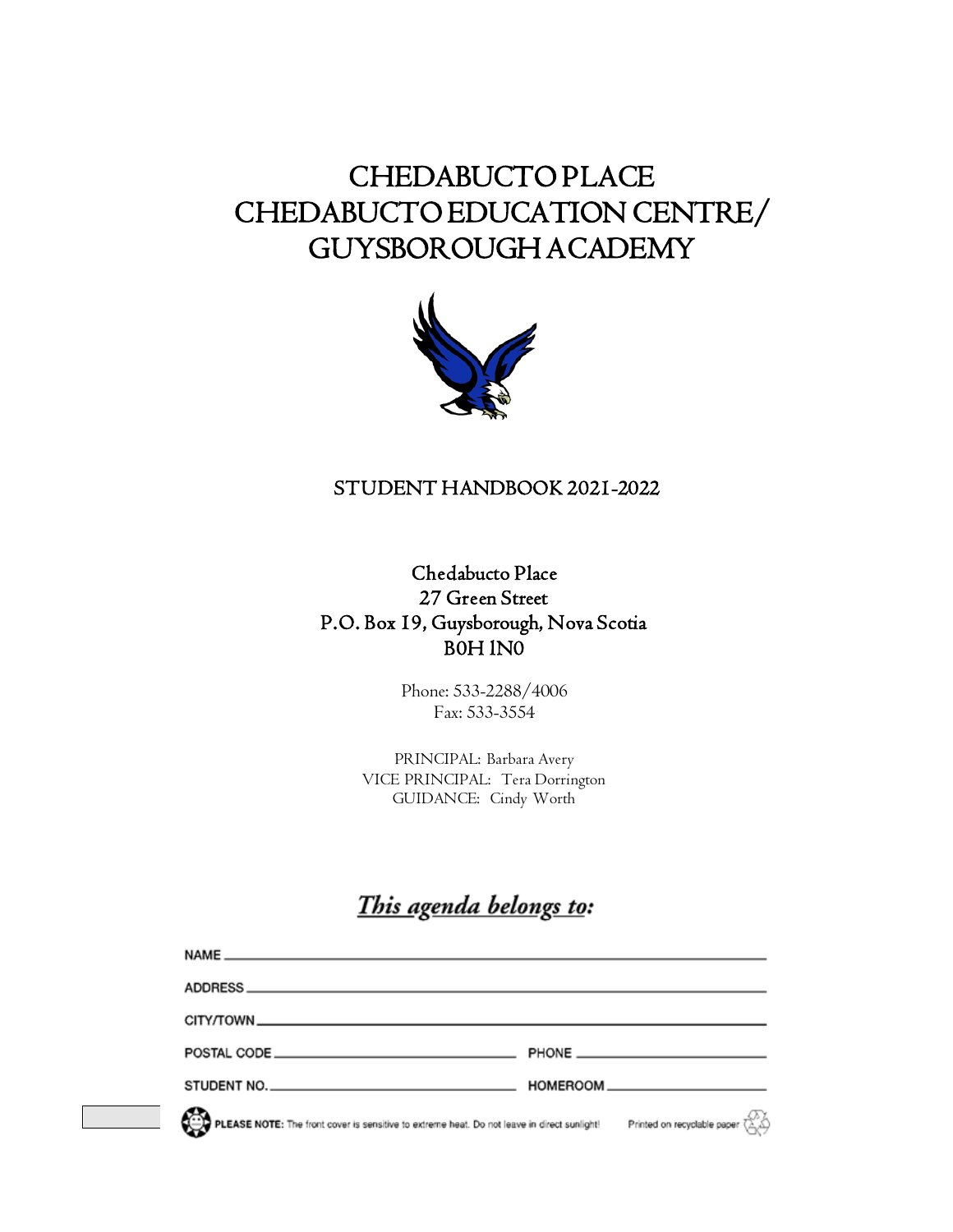# CHEDABUCTO PLACE
# CHEDABUCTO EDUCATION CENTRE/ GUYSBOROUGH ACADEMY

## STUDENT HANDBOOK 2021-2022

**Chedabucto Place**
**27 Green Street**
**P.O. Box 19, Guysborough, Nova Scotia**
**B0H 1N0**

Phone: 533-2288/4006
Fax: 533-3554

PRINCIPAL: Barbara Avery
VICE PRINCIPAL: Tera Dorrington
GUIDANCE: Cindy Worth

***This agenda belongs to:***

NAME ______________________________

ADDRESS ______________________________

CITY/TOWN ______________________________

POSTAL CODE ______________ PHONE ______________

STUDENT NO. ______________ HOMEROOM ______________

**PLEASE NOTE:** The front cover is sensitive to extreme heat. Do not leave in direct sunlight! Printed on recyclable paper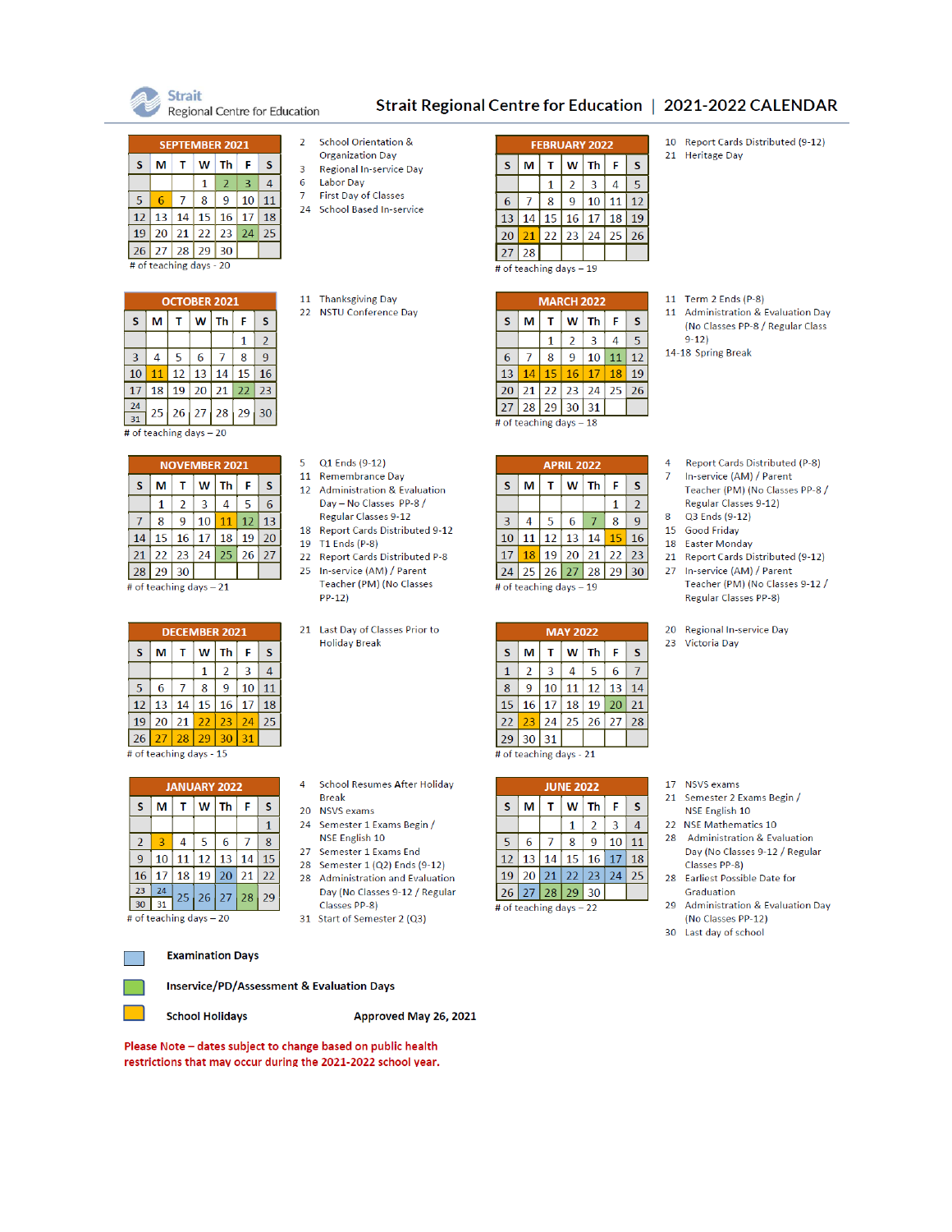# Strait Regional Centre for Education | 2021-2022 CALENDAR

## SEPTEMBER 2021

| S | M | T | W | Th | F | S |
|---|---|---|---|---|---|---|
| | | | 1 | 2 | 3 | 4 |
| 5 | 6 | 7 | 8 | 9 | 10 | 11 |
| 12 | 13 | 14 | 15 | 16 | 17 | 18 |
| 19 | 20 | 21 | 22 | 23 | 24 | 25 |
| 26 | 27 | 28 | 29 | 30 | | |

# of teaching days - 20

- 2 School Orientation & Organization Day
- 3 Regional In-service Day
- 6 Labor Day
- 7 First Day of Classes
- 24 School Based In-service

## OCTOBER 2021

| S | M | T | W | Th | F | S |
|---|---|---|---|---|---|---|
| | | | | | 1 | 2 |
| 3 | 4 | 5 | 6 | 7 | 8 | 9 |
| 10 | 11 | 12 | 13 | 14 | 15 | 16 |
| 17 | 18 | 19 | 20 | 21 | 22 | 23 |
| 24 / 31 | 25 | 26 | 27 | 28 | 29 | 30 |

# of teaching days – 20

- 11 Thanksgiving Day
- 22 NSTU Conference Day

## NOVEMBER 2021

| S | M | T | W | Th | F | S |
|---|---|---|---|---|---|---|
| | 1 | 2 | 3 | 4 | 5 | 6 |
| 7 | 8 | 9 | 10 | 11 | 12 | 13 |
| 14 | 15 | 16 | 17 | 18 | 19 | 20 |
| 21 | 22 | 23 | 24 | 25 | 26 | 27 |
| 28 | 29 | 30 | | | | |

# of teaching days – 21

- 5 Q1 Ends (9-12)
- 11 Remembrance Day
- 12 Administration & Evaluation Day – No Classes PP-8 / Regular Classes 9-12
- 18 Report Cards Distributed 9-12
- 19 T1 Ends (P-8)
- 22 Report Cards Distributed P-8
- 25 In-service (AM) / Parent Teacher (PM) (No Classes PP-12)

## DECEMBER 2021

| S | M | T | W | Th | F | S |
|---|---|---|---|---|---|---|
| | | | 1 | 2 | 3 | 4 |
| 5 | 6 | 7 | 8 | 9 | 10 | 11 |
| 12 | 13 | 14 | 15 | 16 | 17 | 18 |
| 19 | 20 | 21 | 22 | 23 | 24 | 25 |
| 26 | 27 | 28 | 29 | 30 | 31 | |

# of teaching days - 15

- 21 Last Day of Classes Prior to Holiday Break

## JANUARY 2022

| S | M | T | W | Th | F | S |
|---|---|---|---|---|---|---|
| | | | | | | 1 |
| 2 | 3 | 4 | 5 | 6 | 7 | 8 |
| 9 | 10 | 11 | 12 | 13 | 14 | 15 |
| 16 | 17 | 18 | 19 | 20 | 21 | 22 |
| 23 / 30 | 24 / 31 | 25 | 26 | 27 | 28 | 29 |

# of teaching days – 20

- 4 School Resumes After Holiday Break
- 20 NSVS exams
- 24 Semester 1 Exams Begin / NSE English 10
- 27 Semester 1 Exams End
- 28 Semester 1 (Q2) Ends (9-12)
- 28 Administration and Evaluation Day (No Classes 9-12 / Regular Classes PP-8)
- 31 Start of Semester 2 (Q3)

## FEBRUARY 2022

| S | M | T | W | Th | F | S |
|---|---|---|---|---|---|---|
| | | 1 | 2 | 3 | 4 | 5 |
| 6 | 7 | 8 | 9 | 10 | 11 | 12 |
| 13 | 14 | 15 | 16 | 17 | 18 | 19 |
| 20 | 21 | 22 | 23 | 24 | 25 | 26 |
| 27 | 28 | | | | | |

# of teaching days – 19

- 10 Report Cards Distributed (9-12)
- 21 Heritage Day

## MARCH 2022

| S | M | T | W | Th | F | S |
|---|---|---|---|---|---|---|
| | | 1 | 2 | 3 | 4 | 5 |
| 6 | 7 | 8 | 9 | 10 | 11 | 12 |
| 13 | 14 | 15 | 16 | 17 | 18 | 19 |
| 20 | 21 | 22 | 23 | 24 | 25 | 26 |
| 27 | 28 | 29 | 30 | 31 | | |

# of teaching days – 18

- 11 Term 2 Ends (P-8)
- 11 Administration & Evaluation Day (No Classes PP-8 / Regular Class 9-12)
- 14-18 Spring Break

## APRIL 2022

| S | M | T | W | Th | F | S |
|---|---|---|---|---|---|---|
| | | | | | 1 | 2 |
| 3 | 4 | 5 | 6 | 7 | 8 | 9 |
| 10 | 11 | 12 | 13 | 14 | 15 | 16 |
| 17 | 18 | 19 | 20 | 21 | 22 | 23 |
| 24 | 25 | 26 | 27 | 28 | 29 | 30 |

# of teaching days – 19

- 4 Report Cards Distributed (P-8)
- 7 In-service (AM) / Parent Teacher (PM) (No Classes PP-8 / Regular Classes 9-12)
- 8 Q3 Ends (9-12)
- 15 Good Friday
- 18 Easter Monday
- 21 Report Cards Distributed (9-12)
- 27 In-service (AM) / Parent Teacher (PM) (No Classes 9-12 / Regular Classes PP-8)

## MAY 2022

| S | M | T | W | Th | F | S |
|---|---|---|---|---|---|---|
| 1 | 2 | 3 | 4 | 5 | 6 | 7 |
| 8 | 9 | 10 | 11 | 12 | 13 | 14 |
| 15 | 16 | 17 | 18 | 19 | 20 | 21 |
| 22 | 23 | 24 | 25 | 26 | 27 | 28 |
| 29 | 30 | 31 | | | | |

# of teaching days - 21

- 20 Regional In-service Day
- 23 Victoria Day

## JUNE 2022

| S | M | T | W | Th | F | S |
|---|---|---|---|---|---|---|
| | | | 1 | 2 | 3 | 4 |
| 5 | 6 | 7 | 8 | 9 | 10 | 11 |
| 12 | 13 | 14 | 15 | 16 | 17 | 18 |
| 19 | 20 | 21 | 22 | 23 | 24 | 25 |
| 26 | 27 | 28 | 29 | 30 | | |

# of teaching days – 22

- 17 NSVS exams
- 21 Semester 2 Exams Begin / NSE English 10
- 22 NSE Mathematics 10
- 28 Administration & Evaluation Day (No Classes 9-12 / Regular Classes PP-8)
- 28 Earliest Possible Date for Graduation
- 29 Administration & Evaluation Day (No Classes PP-12)
- 30 Last day of school

**Legend:**

- **Examination Days** (blue)
- **Inservice/PD/Assessment & Evaluation Days** (green)
- **School Holidays** (yellow)

**Approved May 26, 2021**

**Please Note – dates subject to change based on public health restrictions that may occur during the 2021-2022 school year.**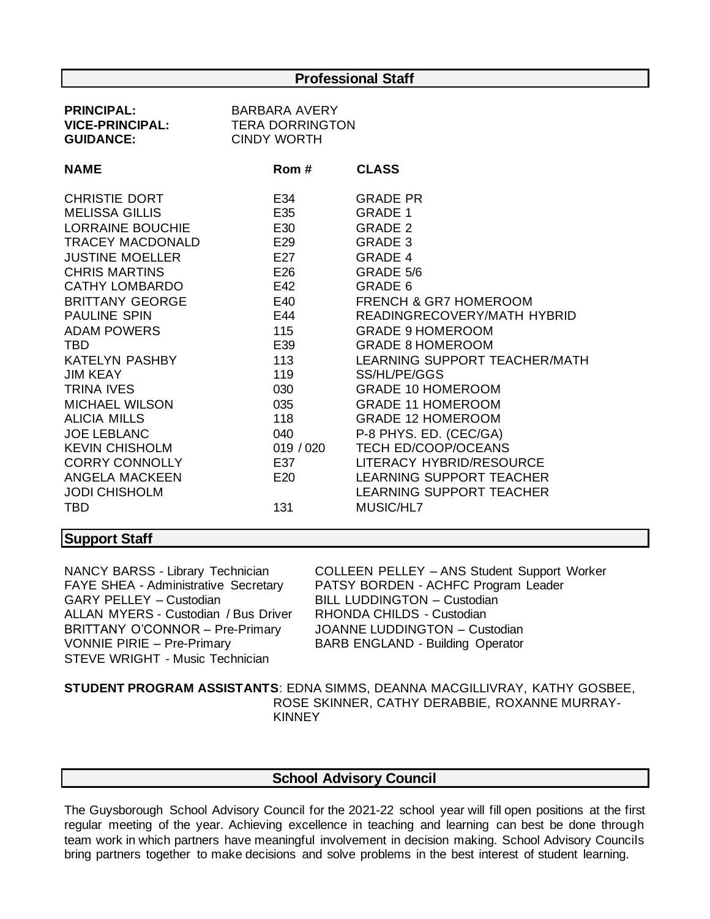## Professional Staff

**PRINCIPAL:** BARBARA AVERY
**VICE-PRINCIPAL:** TERA DORRINGTON
**GUIDANCE:** CINDY WORTH

| NAME | Rom # | CLASS |
|---|---|---|
| CHRISTIE DORT | E34 | GRADE PR |
| MELISSA GILLIS | E35 | GRADE 1 |
| LORRAINE BOUCHIE | E30 | GRADE 2 |
| TRACEY MACDONALD | E29 | GRADE 3 |
| JUSTINE MOELLER | E27 | GRADE 4 |
| CHRIS MARTINS | E26 | GRADE 5/6 |
| CATHY LOMBARDO | E42 | GRADE 6 |
| BRITTANY GEORGE | E40 | FRENCH & GR7 HOMEROOM |
| PAULINE SPIN | E44 | READINGRECOVERY/MATH HYBRID |
| ADAM POWERS | 115 | GRADE 9 HOMEROOM |
| TBD | E39 | GRADE 8 HOMEROOM |
| KATELYN PASHBY | 113 | LEARNING SUPPORT TEACHER/MATH |
| JIM KEAY | 119 | SS/HL/PE/GGS |
| TRINA IVES | 030 | GRADE 10 HOMEROOM |
| MICHAEL WILSON | 035 | GRADE 11 HOMEROOM |
| ALICIA MILLS | 118 | GRADE 12 HOMEROOM |
| JOE LEBLANC | 040 | P-8 PHYS. ED. (CEC/GA) |
| KEVIN CHISHOLM | 019 / 020 | TECH ED/COOP/OCEANS |
| CORRY CONNOLLY | E37 | LITERACY HYBRID/RESOURCE |
| ANGELA MACKEEN | E20 | LEARNING SUPPORT TEACHER |
| JODI CHISHOLM | | LEARNING SUPPORT TEACHER |
| TBD | 131 | MUSIC/HL7 |

## Support Staff

NANCY BARSS - Library Technician
FAYE SHEA - Administrative Secretary
GARY PELLEY – Custodian
ALLAN MYERS - Custodian / Bus Driver
BRITTANY O'CONNOR – Pre-Primary
VONNIE PIRIE – Pre-Primary
STEVE WRIGHT - Music Technician
COLLEEN PELLEY – ANS Student Support Worker
PATSY BORDEN - ACHFC Program Leader
BILL LUDDINGTON – Custodian
RHONDA CHILDS - Custodian
JOANNE LUDDINGTON – Custodian
BARB ENGLAND - Building Operator

**STUDENT PROGRAM ASSISTANTS**: EDNA SIMMS, DEANNA MACGILLIVRAY, KATHY GOSBEE, ROSE SKINNER, CATHY DERABBIE, ROXANNE MURRAY-KINNEY

## School Advisory Council

The Guysborough School Advisory Council for the 2021-22 school year will fill open positions at the first regular meeting of the year. Achieving excellence in teaching and learning can best be done through team work in which partners have meaningful involvement in decision making. School Advisory Councils bring partners together to make decisions and solve problems in the best interest of student learning.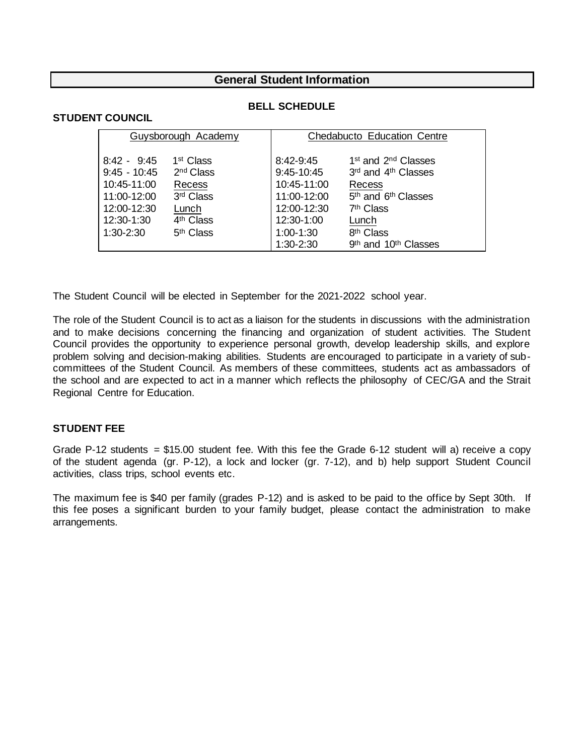## General Student Information

### BELL SCHEDULE

### STUDENT COUNCIL

| Guysborough Academy | | Chedabucto Education Centre | |
|---|---|---|---|
| 8:42 - 9:45 | 1st Class | 8:42-9:45 | 1st and 2nd Classes |
| 9:45 - 10:45 | 2nd Class | 9:45-10:45 | 3rd and 4th Classes |
| 10:45-11:00 | Recess | 10:45-11:00 | Recess |
| 11:00-12:00 | 3rd Class | 11:00-12:00 | 5th and 6th Classes |
| 12:00-12:30 | Lunch | 12:00-12:30 | 7th Class |
| 12:30-1:30 | 4th Class | 12:30-1:00 | Lunch |
| 1:30-2:30 | 5th Class | 1:00-1:30 | 8th Class |
| | | 1:30-2:30 | 9th and 10th Classes |

The Student Council will be elected in September for the 2021-2022 school year.

The role of the Student Council is to act as a liaison for the students in discussions with the administration and to make decisions concerning the financing and organization of student activities. The Student Council provides the opportunity to experience personal growth, develop leadership skills, and explore problem solving and decision-making abilities. Students are encouraged to participate in a variety of sub-committees of the Student Council. As members of these committees, students act as ambassadors of the school and are expected to act in a manner which reflects the philosophy of CEC/GA and the Strait Regional Centre for Education.

### STUDENT FEE

Grade P-12 students = $15.00 student fee. With this fee the Grade 6-12 student will a) receive a copy of the student agenda (gr. P-12), a lock and locker (gr. 7-12), and b) help support Student Council activities, class trips, school events etc.

The maximum fee is $40 per family (grades P-12) and is asked to be paid to the office by Sept 30th. If this fee poses a significant burden to your family budget, please contact the administration to make arrangements.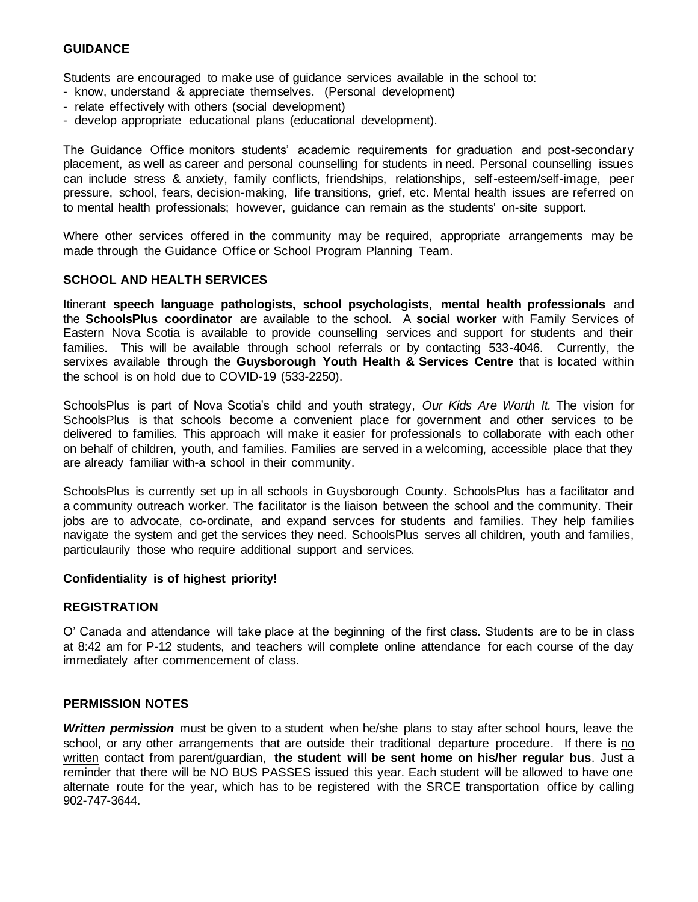## GUIDANCE

Students are encouraged to make use of guidance services available in the school to:

- know, understand & appreciate themselves. (Personal development)
- relate effectively with others (social development)
- develop appropriate educational plans (educational development).

The Guidance Office monitors students' academic requirements for graduation and post-secondary placement, as well as career and personal counselling for students in need. Personal counselling issues can include stress & anxiety, family conflicts, friendships, relationships, self-esteem/self-image, peer pressure, school, fears, decision-making, life transitions, grief, etc. Mental health issues are referred on to mental health professionals; however, guidance can remain as the students' on-site support.

Where other services offered in the community may be required, appropriate arrangements may be made through the Guidance Office or School Program Planning Team.

## SCHOOL AND HEALTH SERVICES

Itinerant **speech language pathologists, school psychologists**, **mental health professionals** and the **SchoolsPlus coordinator** are available to the school. A **social worker** with Family Services of Eastern Nova Scotia is available to provide counselling services and support for students and their families. This will be available through school referrals or by contacting 533-4046. Currently, the servixes available through the **Guysborough Youth Health & Services Centre** that is located within the school is on hold due to COVID-19 (533-2250).

SchoolsPlus is part of Nova Scotia's child and youth strategy, *Our Kids Are Worth It.* The vision for SchoolsPlus is that schools become a convenient place for government and other services to be delivered to families. This approach will make it easier for professionals to collaborate with each other on behalf of children, youth, and families. Families are served in a welcoming, accessible place that they are already familiar with-a school in their community.

SchoolsPlus is currently set up in all schools in Guysborough County. SchoolsPlus has a facilitator and a community outreach worker. The facilitator is the liaison between the school and the community. Their jobs are to advocate, co-ordinate, and expand servces for students and families. They help families navigate the system and get the services they need. SchoolsPlus serves all children, youth and families, particulaurily those who require additional support and services.

**Confidentiality is of highest priority!**

## REGISTRATION

O' Canada and attendance will take place at the beginning of the first class. Students are to be in class at 8:42 am for P-12 students, and teachers will complete online attendance for each course of the day immediately after commencement of class.

## PERMISSION NOTES

***Written permission*** must be given to a student when he/she plans to stay after school hours, leave the school, or any other arrangements that are outside their traditional departure procedure. If there is no written contact from parent/guardian, **the student will be sent home on his/her regular bus**. Just a reminder that there will be NO BUS PASSES issued this year. Each student will be allowed to have one alternate route for the year, which has to be registered with the SRCE transportation office by calling 902-747-3644.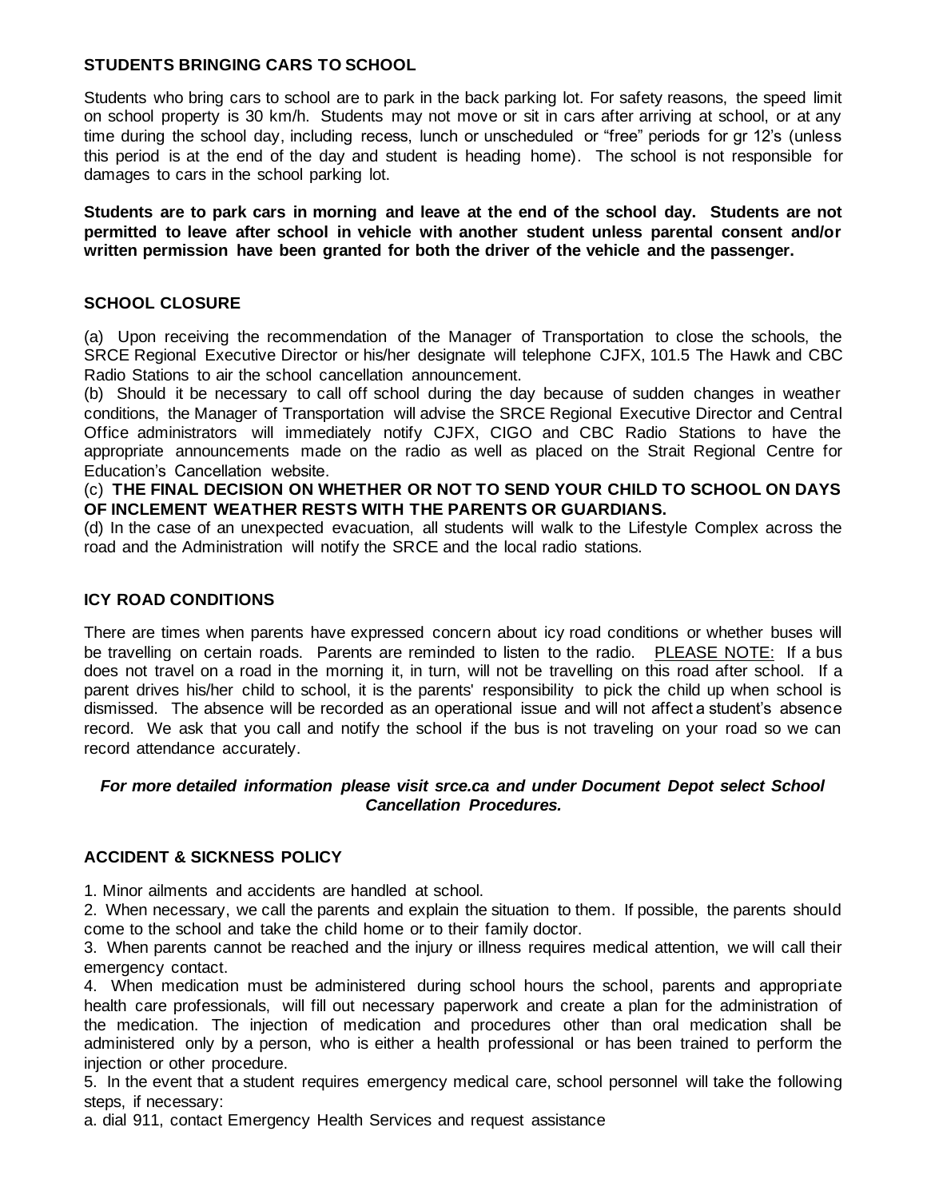### STUDENTS BRINGING CARS TO SCHOOL

Students who bring cars to school are to park in the back parking lot. For safety reasons, the speed limit on school property is 30 km/h. Students may not move or sit in cars after arriving at school, or at any time during the school day, including recess, lunch or unscheduled or "free" periods for gr 12's (unless this period is at the end of the day and student is heading home). The school is not responsible for damages to cars in the school parking lot.

**Students are to park cars in morning and leave at the end of the school day. Students are not permitted to leave after school in vehicle with another student unless parental consent and/or written permission have been granted for both the driver of the vehicle and the passenger.**

### SCHOOL CLOSURE

(a) Upon receiving the recommendation of the Manager of Transportation to close the schools, the SRCE Regional Executive Director or his/her designate will telephone CJFX, 101.5 The Hawk and CBC Radio Stations to air the school cancellation announcement.

(b) Should it be necessary to call off school during the day because of sudden changes in weather conditions, the Manager of Transportation will advise the SRCE Regional Executive Director and Central Office administrators will immediately notify CJFX, CIGO and CBC Radio Stations to have the appropriate announcements made on the radio as well as placed on the Strait Regional Centre for Education's Cancellation website.

(c) **THE FINAL DECISION ON WHETHER OR NOT TO SEND YOUR CHILD TO SCHOOL ON DAYS OF INCLEMENT WEATHER RESTS WITH THE PARENTS OR GUARDIANS.**

(d) In the case of an unexpected evacuation, all students will walk to the Lifestyle Complex across the road and the Administration will notify the SRCE and the local radio stations.

### ICY ROAD CONDITIONS

There are times when parents have expressed concern about icy road conditions or whether buses will be travelling on certain roads. Parents are reminded to listen to the radio. PLEASE NOTE: If a bus does not travel on a road in the morning it, in turn, will not be travelling on this road after school. If a parent drives his/her child to school, it is the parents' responsibility to pick the child up when school is dismissed. The absence will be recorded as an operational issue and will not affect a student's absence record. We ask that you call and notify the school if the bus is not traveling on your road so we can record attendance accurately.

***For more detailed information please visit srce.ca and under Document Depot select School Cancellation Procedures.***

### ACCIDENT & SICKNESS POLICY

1. Minor ailments and accidents are handled at school.
2. When necessary, we call the parents and explain the situation to them. If possible, the parents should come to the school and take the child home or to their family doctor.
3. When parents cannot be reached and the injury or illness requires medical attention, we will call their emergency contact.
4. When medication must be administered during school hours the school, parents and appropriate health care professionals, will fill out necessary paperwork and create a plan for the administration of the medication. The injection of medication and procedures other than oral medication shall be administered only by a person, who is either a health professional or has been trained to perform the injection or other procedure.
5. In the event that a student requires emergency medical care, school personnel will take the following steps, if necessary:

a. dial 911, contact Emergency Health Services and request assistance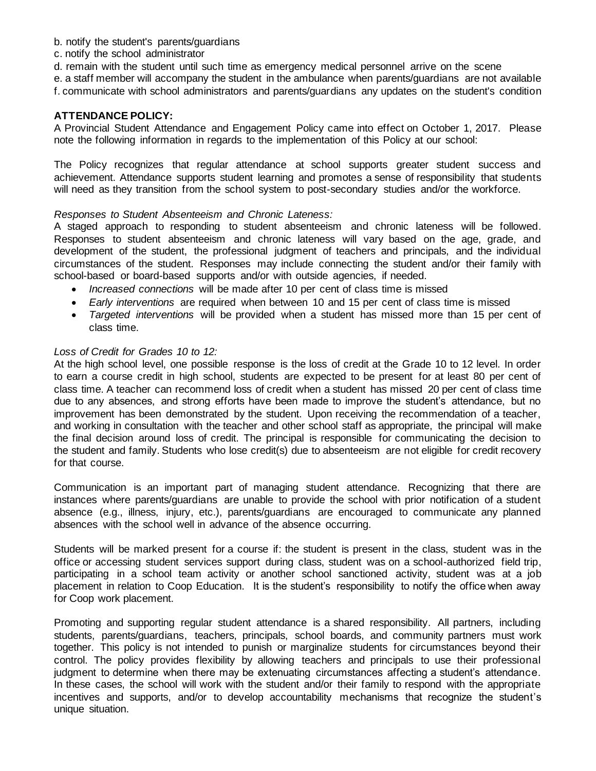b. notify the student's parents/guardians
c. notify the school administrator
d. remain with the student until such time as emergency medical personnel arrive on the scene
e. a staff member will accompany the student in the ambulance when parents/guardians are not available
f. communicate with school administrators and parents/guardians any updates on the student's condition

**ATTENDANCE POLICY:**

A Provincial Student Attendance and Engagement Policy came into effect on October 1, 2017. Please note the following information in regards to the implementation of this Policy at our school:

The Policy recognizes that regular attendance at school supports greater student success and achievement. Attendance supports student learning and promotes a sense of responsibility that students will need as they transition from the school system to post-secondary studies and/or the workforce.

*Responses to Student Absenteeism and Chronic Lateness:*

A staged approach to responding to student absenteeism and chronic lateness will be followed. Responses to student absenteeism and chronic lateness will vary based on the age, grade, and development of the student, the professional judgment of teachers and principals, and the individual circumstances of the student. Responses may include connecting the student and/or their family with school-based or board-based supports and/or with outside agencies, if needed.

- *Increased connections* will be made after 10 per cent of class time is missed
- *Early interventions* are required when between 10 and 15 per cent of class time is missed
- *Targeted interventions* will be provided when a student has missed more than 15 per cent of class time.

*Loss of Credit for Grades 10 to 12:*

At the high school level, one possible response is the loss of credit at the Grade 10 to 12 level. In order to earn a course credit in high school, students are expected to be present for at least 80 per cent of class time. A teacher can recommend loss of credit when a student has missed 20 per cent of class time due to any absences, and strong efforts have been made to improve the student's attendance, but no improvement has been demonstrated by the student. Upon receiving the recommendation of a teacher, and working in consultation with the teacher and other school staff as appropriate, the principal will make the final decision around loss of credit. The principal is responsible for communicating the decision to the student and family. Students who lose credit(s) due to absenteeism are not eligible for credit recovery for that course.

Communication is an important part of managing student attendance. Recognizing that there are instances where parents/guardians are unable to provide the school with prior notification of a student absence (e.g., illness, injury, etc.), parents/guardians are encouraged to communicate any planned absences with the school well in advance of the absence occurring.

Students will be marked present for a course if: the student is present in the class, student was in the office or accessing student services support during class, student was on a school-authorized field trip, participating in a school team activity or another school sanctioned activity, student was at a job placement in relation to Coop Education. It is the student's responsibility to notify the office when away for Coop work placement.

Promoting and supporting regular student attendance is a shared responsibility. All partners, including students, parents/guardians, teachers, principals, school boards, and community partners must work together. This policy is not intended to punish or marginalize students for circumstances beyond their control. The policy provides flexibility by allowing teachers and principals to use their professional judgment to determine when there may be extenuating circumstances affecting a student's attendance. In these cases, the school will work with the student and/or their family to respond with the appropriate incentives and supports, and/or to develop accountability mechanisms that recognize the student's unique situation.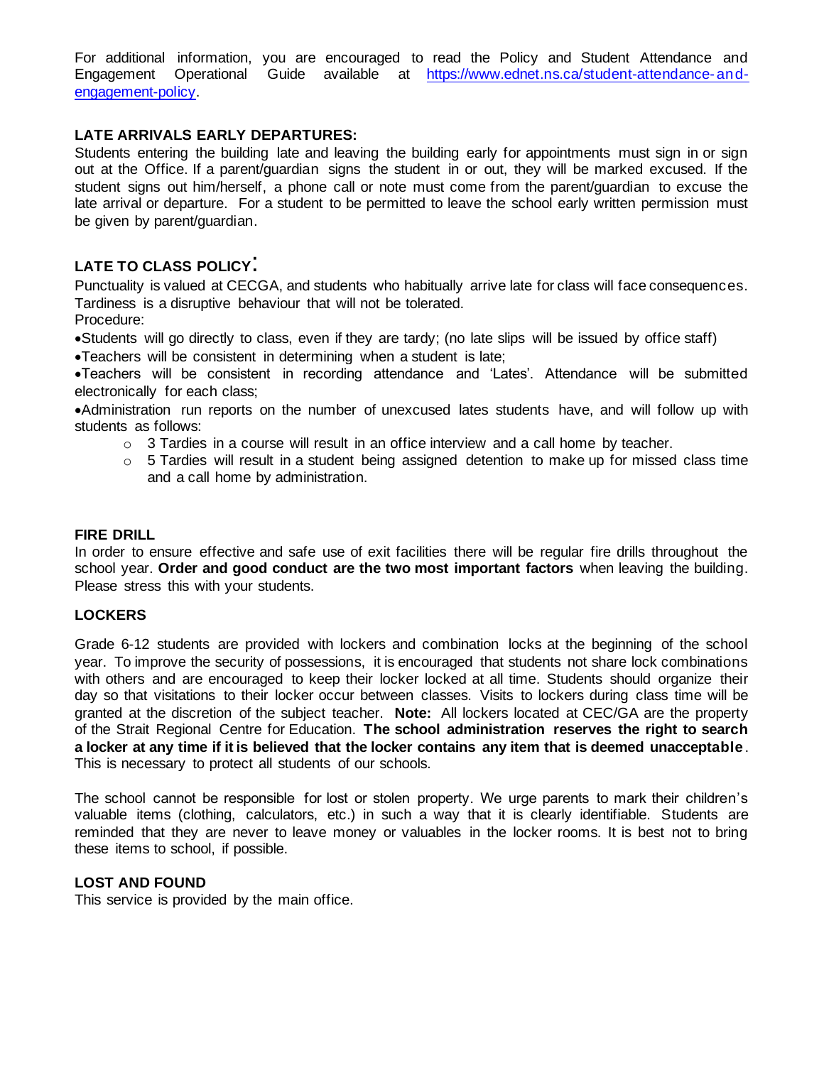For additional information, you are encouraged to read the Policy and Student Attendance and Engagement Operational Guide available at [https://www.ednet.ns.ca/student-attendance-and-engagement-policy](https://www.ednet.ns.ca/student-attendance-and-engagement-policy).

**LATE ARRIVALS EARLY DEPARTURES:**

Students entering the building late and leaving the building early for appointments must sign in or sign out at the Office. If a parent/guardian signs the student in or out, they will be marked excused. If the student signs out him/herself, a phone call or note must come from the parent/guardian to excuse the late arrival or departure. For a student to be permitted to leave the school early written permission must be given by parent/guardian.

**LATE TO CLASS POLICY:**

Punctuality is valued at CECGA, and students who habitually arrive late for class will face consequences. Tardiness is a disruptive behaviour that will not be tolerated.

Procedure:

- Students will go directly to class, even if they are tardy; (no late slips will be issued by office staff)
- Teachers will be consistent in determining when a student is late;
- Teachers will be consistent in recording attendance and 'Lates'. Attendance will be submitted electronically for each class;
- Administration run reports on the number of unexcused lates students have, and will follow up with students as follows:
  - 3 Tardies in a course will result in an office interview and a call home by teacher.
  - 5 Tardies will result in a student being assigned detention to make up for missed class time and a call home by administration.

**FIRE DRILL**

In order to ensure effective and safe use of exit facilities there will be regular fire drills throughout the school year. **Order and good conduct are the two most important factors** when leaving the building. Please stress this with your students.

**LOCKERS**

Grade 6-12 students are provided with lockers and combination locks at the beginning of the school year. To improve the security of possessions, it is encouraged that students not share lock combinations with others and are encouraged to keep their locker locked at all time. Students should organize their day so that visitations to their locker occur between classes. Visits to lockers during class time will be granted at the discretion of the subject teacher. **Note:** All lockers located at CEC/GA are the property of the Strait Regional Centre for Education. **The school administration reserves the right to search a locker at any time if it is believed that the locker contains any item that is deemed unacceptable**. This is necessary to protect all students of our schools.

The school cannot be responsible for lost or stolen property. We urge parents to mark their children's valuable items (clothing, calculators, etc.) in such a way that it is clearly identifiable. Students are reminded that they are never to leave money or valuables in the locker rooms. It is best not to bring these items to school, if possible.

**LOST AND FOUND**

This service is provided by the main office.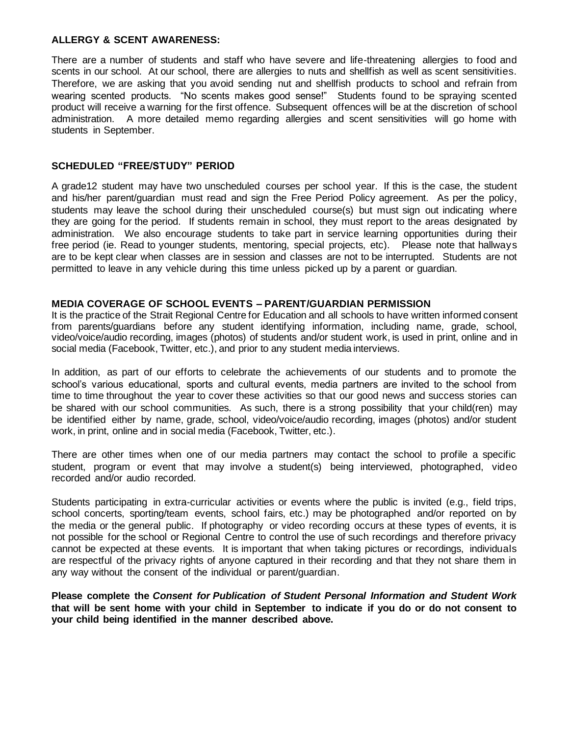**ALLERGY & SCENT AWARENESS:**

There are a number of students and staff who have severe and life-threatening allergies to food and scents in our school. At our school, there are allergies to nuts and shellfish as well as scent sensitivities. Therefore, we are asking that you avoid sending nut and shellfish products to school and refrain from wearing scented products. "No scents makes good sense!" Students found to be spraying scented product will receive a warning for the first offence. Subsequent offences will be at the discretion of school administration. A more detailed memo regarding allergies and scent sensitivities will go home with students in September.

**SCHEDULED "FREE/STUDY" PERIOD**

A grade12 student may have two unscheduled courses per school year. If this is the case, the student and his/her parent/guardian must read and sign the Free Period Policy agreement. As per the policy, students may leave the school during their unscheduled course(s) but must sign out indicating where they are going for the period. If students remain in school, they must report to the areas designated by administration. We also encourage students to take part in service learning opportunities during their free period (ie. Read to younger students, mentoring, special projects, etc). Please note that hallways are to be kept clear when classes are in session and classes are not to be interrupted. Students are not permitted to leave in any vehicle during this time unless picked up by a parent or guardian.

**MEDIA COVERAGE OF SCHOOL EVENTS – PARENT/GUARDIAN PERMISSION**

It is the practice of the Strait Regional Centre for Education and all schools to have written informed consent from parents/guardians before any student identifying information, including name, grade, school, video/voice/audio recording, images (photos) of students and/or student work, is used in print, online and in social media (Facebook, Twitter, etc.), and prior to any student media interviews.

In addition, as part of our efforts to celebrate the achievements of our students and to promote the school's various educational, sports and cultural events, media partners are invited to the school from time to time throughout the year to cover these activities so that our good news and success stories can be shared with our school communities. As such, there is a strong possibility that your child(ren) may be identified either by name, grade, school, video/voice/audio recording, images (photos) and/or student work, in print, online and in social media (Facebook, Twitter, etc.).

There are other times when one of our media partners may contact the school to profile a specific student, program or event that may involve a student(s) being interviewed, photographed, video recorded and/or audio recorded.

Students participating in extra-curricular activities or events where the public is invited (e.g., field trips, school concerts, sporting/team events, school fairs, etc.) may be photographed and/or reported on by the media or the general public. If photography or video recording occurs at these types of events, it is not possible for the school or Regional Centre to control the use of such recordings and therefore privacy cannot be expected at these events. It is important that when taking pictures or recordings, individuals are respectful of the privacy rights of anyone captured in their recording and that they not share them in any way without the consent of the individual or parent/guardian.

**Please complete the *Consent for Publication of Student Personal Information and Student Work* that will be sent home with your child in September to indicate if you do or do not consent to your child being identified in the manner described above.**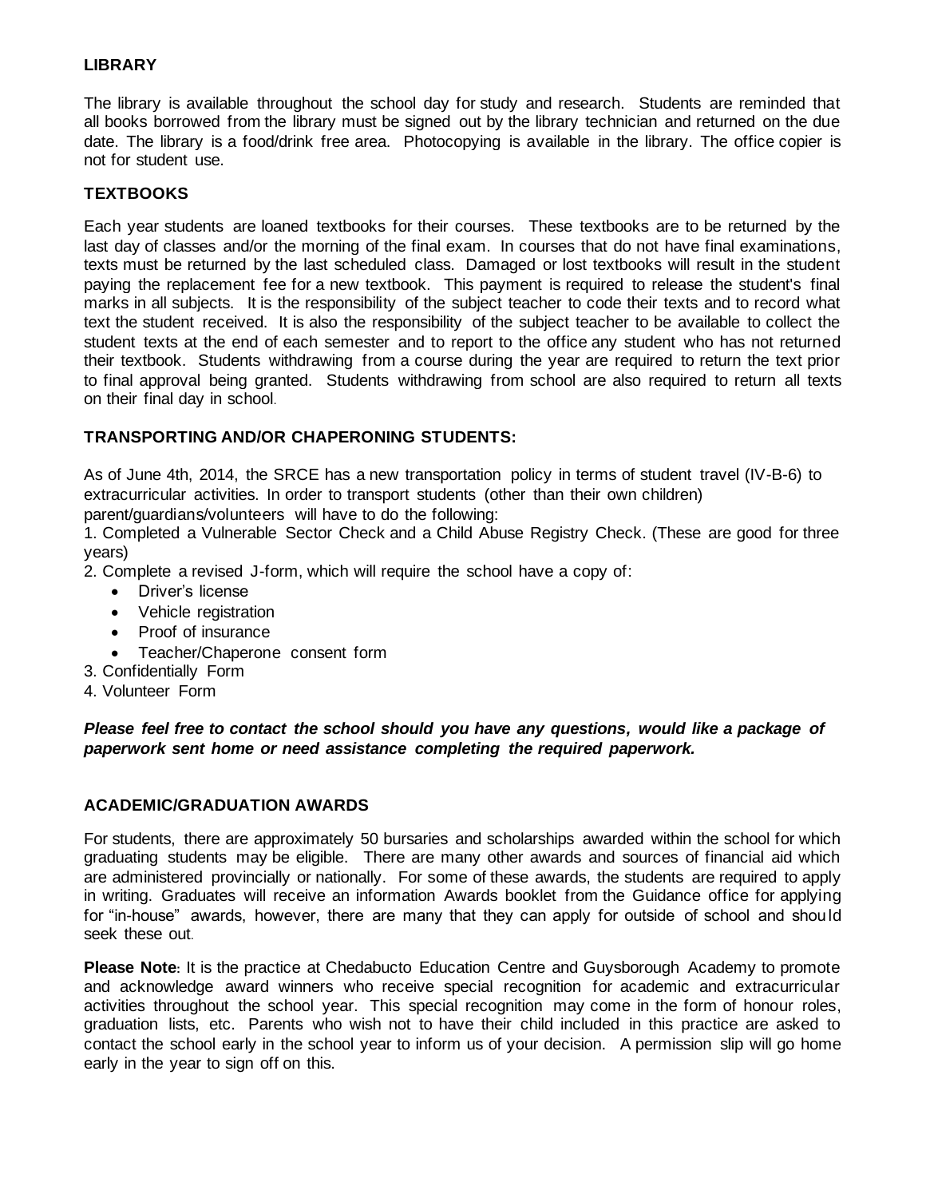**LIBRARY**

The library is available throughout the school day for study and research. Students are reminded that all books borrowed from the library must be signed out by the library technician and returned on the due date. The library is a food/drink free area. Photocopying is available in the library. The office copier is not for student use.

**TEXTBOOKS**

Each year students are loaned textbooks for their courses. These textbooks are to be returned by the last day of classes and/or the morning of the final exam. In courses that do not have final examinations, texts must be returned by the last scheduled class. Damaged or lost textbooks will result in the student paying the replacement fee for a new textbook. This payment is required to release the student's final marks in all subjects. It is the responsibility of the subject teacher to code their texts and to record what text the student received. It is also the responsibility of the subject teacher to be available to collect the student texts at the end of each semester and to report to the office any student who has not returned their textbook. Students withdrawing from a course during the year are required to return the text prior to final approval being granted. Students withdrawing from school are also required to return all texts on their final day in school.

**TRANSPORTING AND/OR CHAPERONING STUDENTS:**

As of June 4th, 2014, the SRCE has a new transportation policy in terms of student travel (IV-B-6) to extracurricular activities. In order to transport students (other than their own children) parent/guardians/volunteers will have to do the following:

1. Completed a Vulnerable Sector Check and a Child Abuse Registry Check. (These are good for three years)
2. Complete a revised J-form, which will require the school have a copy of:
   - Driver's license
   - Vehicle registration
   - Proof of insurance
   - Teacher/Chaperone consent form
3. Confidentially Form
4. Volunteer Form

***Please feel free to contact the school should you have any questions, would like a package of paperwork sent home or need assistance completing the required paperwork.***

**ACADEMIC/GRADUATION AWARDS**

For students, there are approximately 50 bursaries and scholarships awarded within the school for which graduating students may be eligible. There are many other awards and sources of financial aid which are administered provincially or nationally. For some of these awards, the students are required to apply in writing. Graduates will receive an information Awards booklet from the Guidance office for applying for "in-house" awards, however, there are many that they can apply for outside of school and should seek these out.

**Please Note:** It is the practice at Chedabucto Education Centre and Guysborough Academy to promote and acknowledge award winners who receive special recognition for academic and extracurricular activities throughout the school year. This special recognition may come in the form of honour roles, graduation lists, etc. Parents who wish not to have their child included in this practice are asked to contact the school early in the school year to inform us of your decision. A permission slip will go home early in the year to sign off on this.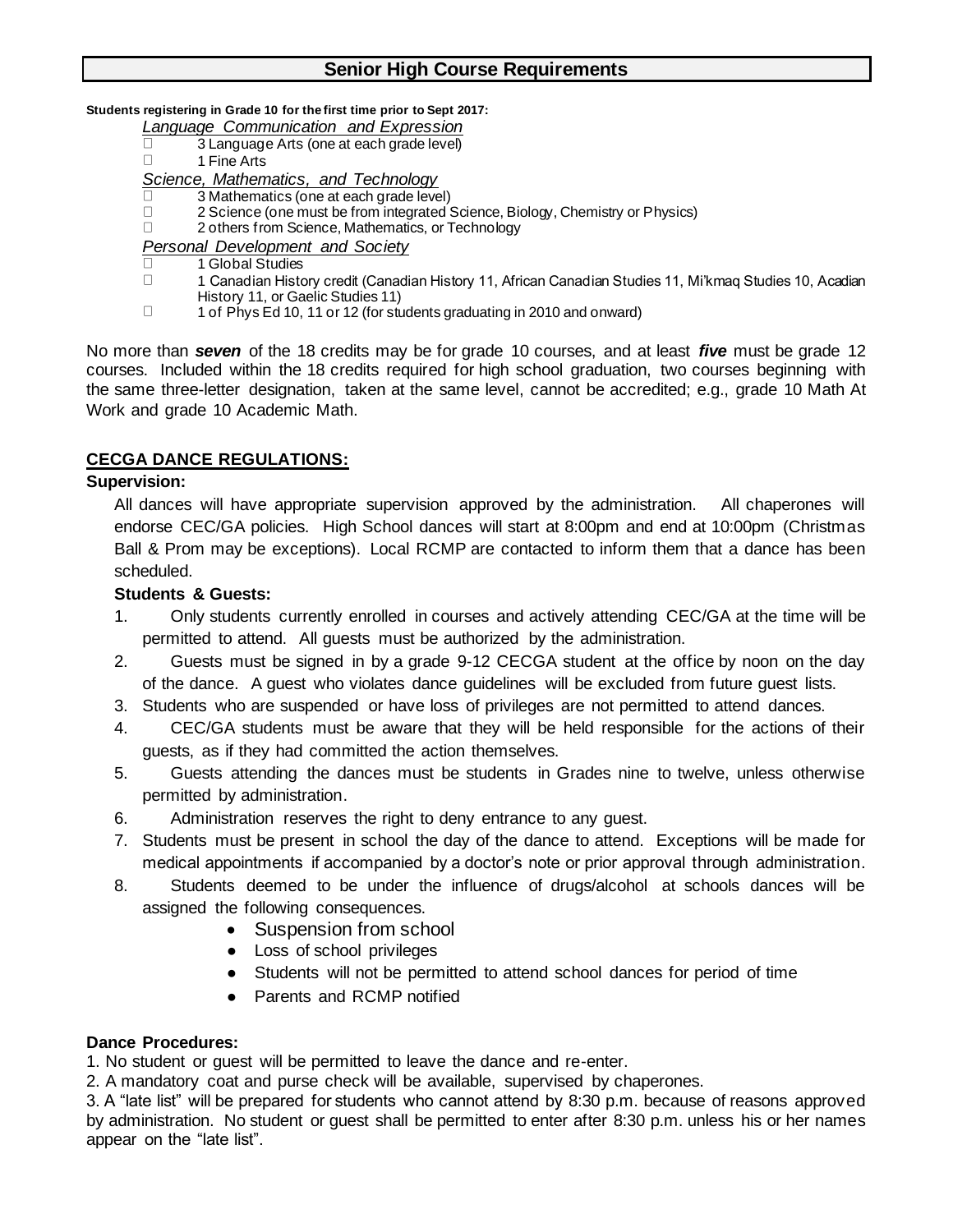## Senior High Course Requirements

**Students registering in Grade 10 for the first time prior to Sept 2017:**

*Language Communication and Expression*

- 3 Language Arts (one at each grade level)
- 1 Fine Arts

*Science, Mathematics, and Technology*

- 3 Mathematics (one at each grade level)
- 2 Science (one must be from integrated Science, Biology, Chemistry or Physics)
- 2 others from Science, Mathematics, or Technology

*Personal Development and Society*

- 1 Global Studies
- 1 Canadian History credit (Canadian History 11, African Canadian Studies 11, Mi'kmaq Studies 10, Acadian History 11, or Gaelic Studies 11)
- 1 of Phys Ed 10, 11 or 12 (for students graduating in 2010 and onward)

No more than ***seven*** of the 18 credits may be for grade 10 courses, and at least ***five*** must be grade 12 courses. Included within the 18 credits required for high school graduation, two courses beginning with the same three-letter designation, taken at the same level, cannot be accredited; e.g., grade 10 Math At Work and grade 10 Academic Math.

### CECGA DANCE REGULATIONS:

**Supervision:**

All dances will have appropriate supervision approved by the administration. All chaperones will endorse CEC/GA policies. High School dances will start at 8:00pm and end at 10:00pm (Christmas Ball & Prom may be exceptions). Local RCMP are contacted to inform them that a dance has been scheduled.

**Students & Guests:**

1. Only students currently enrolled in courses and actively attending CEC/GA at the time will be permitted to attend. All guests must be authorized by the administration.
2. Guests must be signed in by a grade 9-12 CECGA student at the office by noon on the day of the dance. A guest who violates dance guidelines will be excluded from future guest lists.
3. Students who are suspended or have loss of privileges are not permitted to attend dances.
4. CEC/GA students must be aware that they will be held responsible for the actions of their guests, as if they had committed the action themselves.
5. Guests attending the dances must be students in Grades nine to twelve, unless otherwise permitted by administration.
6. Administration reserves the right to deny entrance to any guest.
7. Students must be present in school the day of the dance to attend. Exceptions will be made for medical appointments if accompanied by a doctor's note or prior approval through administration.
8. Students deemed to be under the influence of drugs/alcohol at schools dances will be assigned the following consequences.
   - Suspension from school
   - Loss of school privileges
   - Students will not be permitted to attend school dances for period of time
   - Parents and RCMP notified

**Dance Procedures:**

1. No student or guest will be permitted to leave the dance and re-enter.
2. A mandatory coat and purse check will be available, supervised by chaperones.
3. A "late list" will be prepared for students who cannot attend by 8:30 p.m. because of reasons approved by administration. No student or guest shall be permitted to enter after 8:30 p.m. unless his or her names appear on the "late list".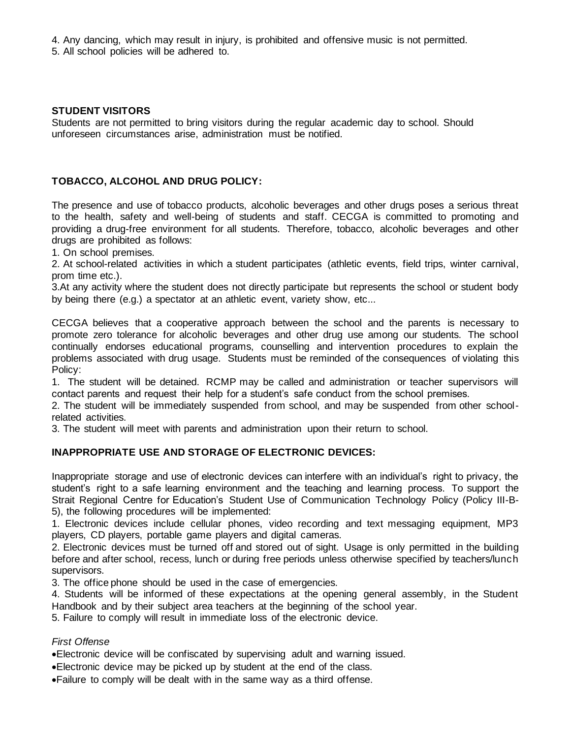4. Any dancing, which may result in injury, is prohibited and offensive music is not permitted.
5. All school policies will be adhered to.

### STUDENT VISITORS

Students are not permitted to bring visitors during the regular academic day to school. Should unforeseen circumstances arise, administration must be notified.

### TOBACCO, ALCOHOL AND DRUG POLICY:

The presence and use of tobacco products, alcoholic beverages and other drugs poses a serious threat to the health, safety and well-being of students and staff. CECGA is committed to promoting and providing a drug-free environment for all students. Therefore, tobacco, alcoholic beverages and other drugs are prohibited as follows:

1. On school premises.
2. At school-related activities in which a student participates (athletic events, field trips, winter carnival, prom time etc.).
3. At any activity where the student does not directly participate but represents the school or student body by being there (e.g.) a spectator at an athletic event, variety show, etc...

CECGA believes that a cooperative approach between the school and the parents is necessary to promote zero tolerance for alcoholic beverages and other drug use among our students. The school continually endorses educational programs, counselling and intervention procedures to explain the problems associated with drug usage. Students must be reminded of the consequences of violating this Policy:

1. The student will be detained. RCMP may be called and administration or teacher supervisors will contact parents and request their help for a student's safe conduct from the school premises.
2. The student will be immediately suspended from school, and may be suspended from other school-related activities.
3. The student will meet with parents and administration upon their return to school.

### INAPPROPRIATE USE AND STORAGE OF ELECTRONIC DEVICES:

Inappropriate storage and use of electronic devices can interfere with an individual's right to privacy, the student's right to a safe learning environment and the teaching and learning process. To support the Strait Regional Centre for Education's Student Use of Communication Technology Policy (Policy III-B-5), the following procedures will be implemented:

1. Electronic devices include cellular phones, video recording and text messaging equipment, MP3 players, CD players, portable game players and digital cameras.
2. Electronic devices must be turned off and stored out of sight. Usage is only permitted in the building before and after school, recess, lunch or during free periods unless otherwise specified by teachers/lunch supervisors.
3. The office phone should be used in the case of emergencies.
4. Students will be informed of these expectations at the opening general assembly, in the Student Handbook and by their subject area teachers at the beginning of the school year.
5. Failure to comply will result in immediate loss of the electronic device.

*First Offense*

- Electronic device will be confiscated by supervising adult and warning issued.
- Electronic device may be picked up by student at the end of the class.
- Failure to comply will be dealt with in the same way as a third offense.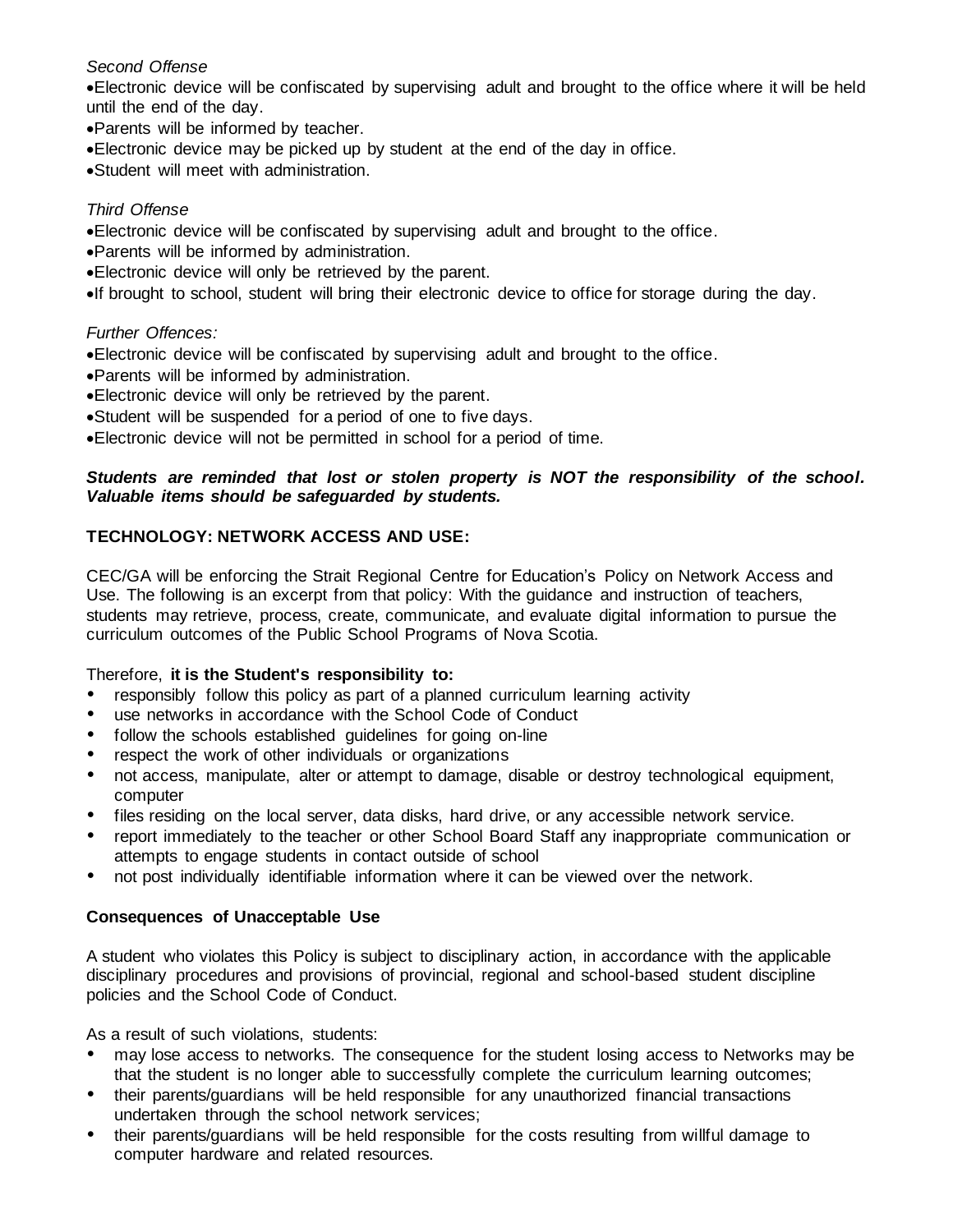*Second Offense*

- Electronic device will be confiscated by supervising adult and brought to the office where it will be held until the end of the day.
- Parents will be informed by teacher.
- Electronic device may be picked up by student at the end of the day in office.
- Student will meet with administration.

*Third Offense*

- Electronic device will be confiscated by supervising adult and brought to the office.
- Parents will be informed by administration.
- Electronic device will only be retrieved by the parent.
- If brought to school, student will bring their electronic device to office for storage during the day.

*Further Offences:*

- Electronic device will be confiscated by supervising adult and brought to the office.
- Parents will be informed by administration.
- Electronic device will only be retrieved by the parent.
- Student will be suspended for a period of one to five days.
- Electronic device will not be permitted in school for a period of time.

***Students are reminded that lost or stolen property is NOT the responsibility of the school. Valuable items should be safeguarded by students.***

**TECHNOLOGY: NETWORK ACCESS AND USE:**

CEC/GA will be enforcing the Strait Regional Centre for Education's Policy on Network Access and Use. The following is an excerpt from that policy: With the guidance and instruction of teachers, students may retrieve, process, create, communicate, and evaluate digital information to pursue the curriculum outcomes of the Public School Programs of Nova Scotia.

Therefore, **it is the Student's responsibility to:**

- responsibly follow this policy as part of a planned curriculum learning activity
- use networks in accordance with the School Code of Conduct
- follow the schools established guidelines for going on-line
- respect the work of other individuals or organizations
- not access, manipulate, alter or attempt to damage, disable or destroy technological equipment, computer
- files residing on the local server, data disks, hard drive, or any accessible network service.
- report immediately to the teacher or other School Board Staff any inappropriate communication or attempts to engage students in contact outside of school
- not post individually identifiable information where it can be viewed over the network.

**Consequences of Unacceptable Use**

A student who violates this Policy is subject to disciplinary action, in accordance with the applicable disciplinary procedures and provisions of provincial, regional and school-based student discipline policies and the School Code of Conduct.

As a result of such violations, students:

- may lose access to networks. The consequence for the student losing access to Networks may be that the student is no longer able to successfully complete the curriculum learning outcomes;
- their parents/guardians will be held responsible for any unauthorized financial transactions undertaken through the school network services;
- their parents/guardians will be held responsible for the costs resulting from willful damage to computer hardware and related resources.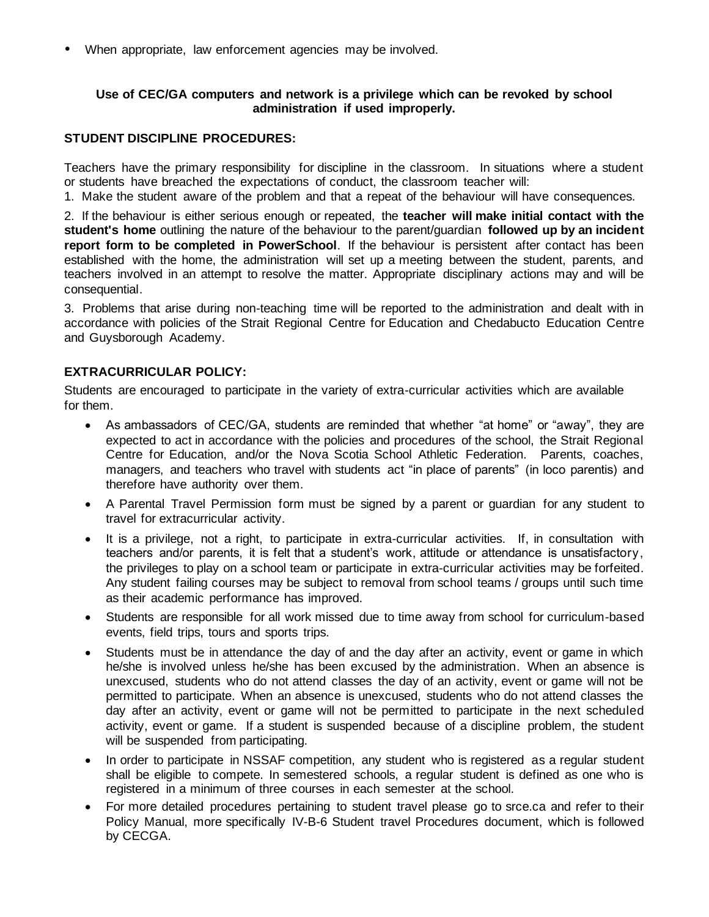- When appropriate, law enforcement agencies may be involved.

**Use of CEC/GA computers and network is a privilege which can be revoked by school administration if used improperly.**

**STUDENT DISCIPLINE PROCEDURES:**

Teachers have the primary responsibility for discipline in the classroom. In situations where a student or students have breached the expectations of conduct, the classroom teacher will:

1. Make the student aware of the problem and that a repeat of the behaviour will have consequences.
2. If the behaviour is either serious enough or repeated, the **teacher will make initial contact with the student's home** outlining the nature of the behaviour to the parent/guardian **followed up by an incident report form to be completed in PowerSchool**. If the behaviour is persistent after contact has been established with the home, the administration will set up a meeting between the student, parents, and teachers involved in an attempt to resolve the matter. Appropriate disciplinary actions may and will be consequential.
3. Problems that arise during non-teaching time will be reported to the administration and dealt with in accordance with policies of the Strait Regional Centre for Education and Chedabucto Education Centre and Guysborough Academy.

**EXTRACURRICULAR POLICY:**

Students are encouraged to participate in the variety of extra-curricular activities which are available for them.

- As ambassadors of CEC/GA, students are reminded that whether "at home" or "away", they are expected to act in accordance with the policies and procedures of the school, the Strait Regional Centre for Education, and/or the Nova Scotia School Athletic Federation. Parents, coaches, managers, and teachers who travel with students act "in place of parents" (in loco parentis) and therefore have authority over them.
- A Parental Travel Permission form must be signed by a parent or guardian for any student to travel for extracurricular activity.
- It is a privilege, not a right, to participate in extra-curricular activities. If, in consultation with teachers and/or parents, it is felt that a student's work, attitude or attendance is unsatisfactory, the privileges to play on a school team or participate in extra-curricular activities may be forfeited. Any student failing courses may be subject to removal from school teams / groups until such time as their academic performance has improved.
- Students are responsible for all work missed due to time away from school for curriculum-based events, field trips, tours and sports trips.
- Students must be in attendance the day of and the day after an activity, event or game in which he/she is involved unless he/she has been excused by the administration. When an absence is unexcused, students who do not attend classes the day of an activity, event or game will not be permitted to participate. When an absence is unexcused, students who do not attend classes the day after an activity, event or game will not be permitted to participate in the next scheduled activity, event or game. If a student is suspended because of a discipline problem, the student will be suspended from participating.
- In order to participate in NSSAF competition, any student who is registered as a regular student shall be eligible to compete. In semestered schools, a regular student is defined as one who is registered in a minimum of three courses in each semester at the school.
- For more detailed procedures pertaining to student travel please go to srce.ca and refer to their Policy Manual, more specifically IV-B-6 Student travel Procedures document, which is followed by CECGA.